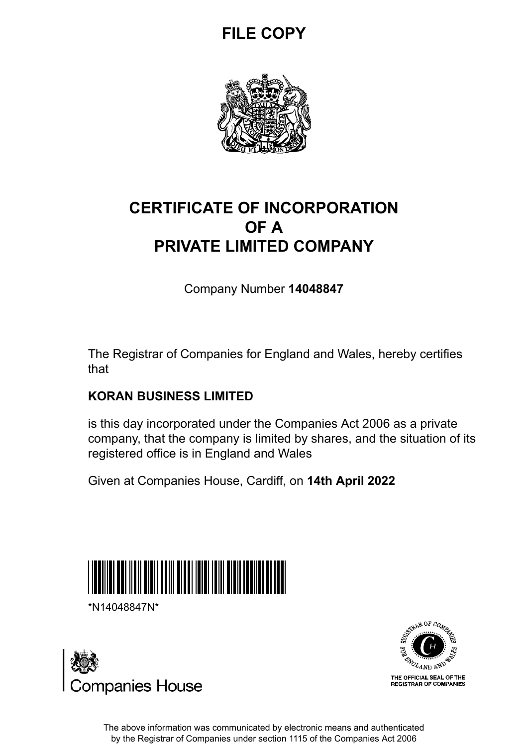**FILE COPY**

# CERTIFICATE OF INCORPORATION OF A PRIVATE LIMITED COMPANY

Company Number **14048847**

The Registrar of Companies for England and Wales, hereby certifies that

**KORAN BUSINESS LIMITED**

is this day incorporated under the Companies Act 2006 as a private company, that the company is limited by shares, and the situation of its registered office is in England and Wales

Given at Companies House, Cardiff, on **14th April 2022**

*N14048847N*

Companies House

THE OFFICIAL SEAL OF THE REGISTRAR OF COMPANIES

The above information was communicated by electronic means and authenticated by the Registrar of Companies under section 1115 of the Companies Act 2006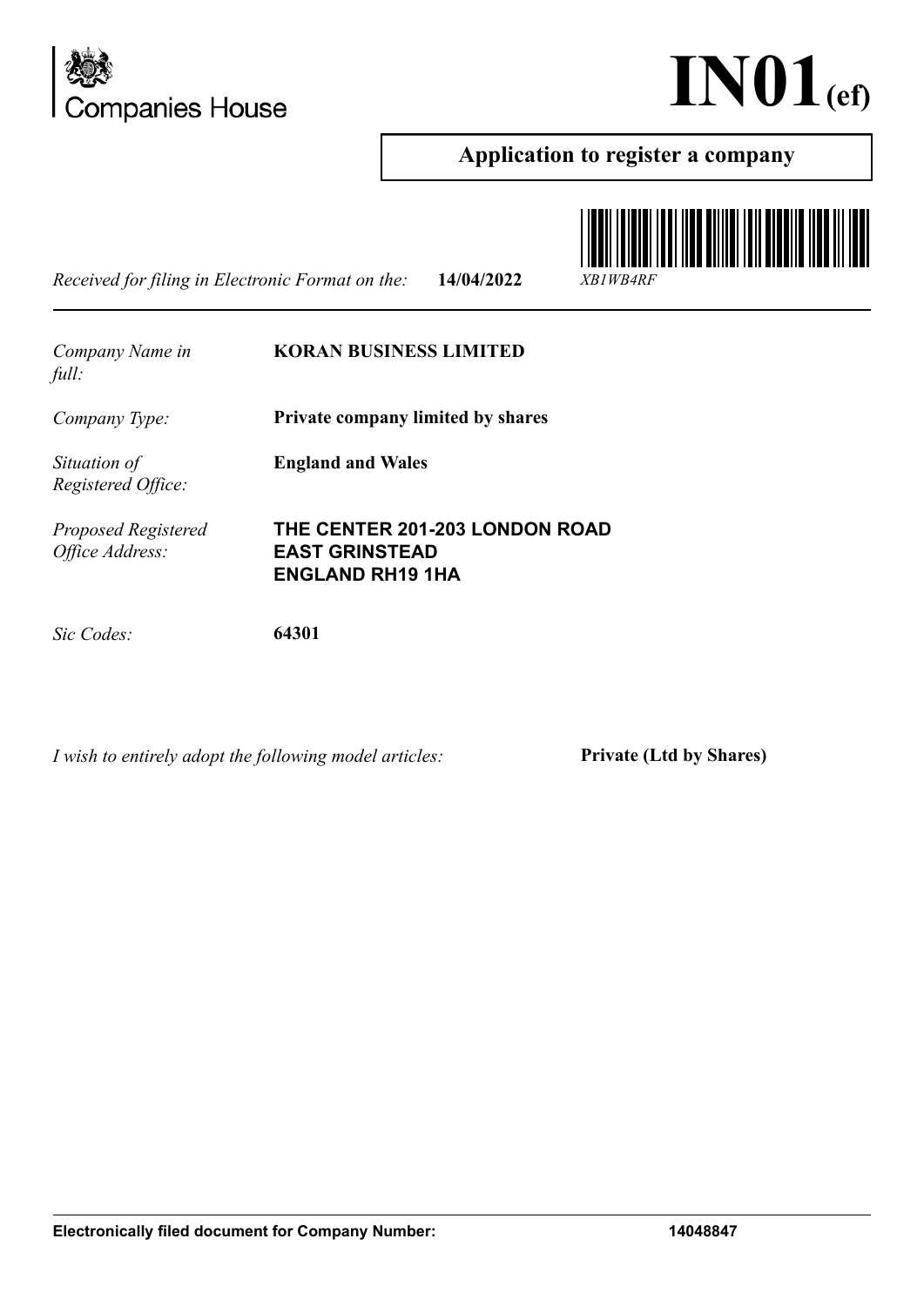Companies House

# IN01(ef)

## Application to register a company

*Received for filing in Electronic Format on the:* **14/04/2022** *XB1WB4RF*

*Company Name in full:* **KORAN BUSINESS LIMITED**

*Company Type:* **Private company limited by shares**

*Situation of Registered Office:* **England and Wales**

*Proposed Registered Office Address:* **THE CENTER 201-203 LONDON ROAD EAST GRINSTEAD ENGLAND RH19 1HA**

*Sic Codes:* **64301**

*I wish to entirely adopt the following model articles:* **Private (Ltd by Shares)**

**Electronically filed document for Company Number: 14048847**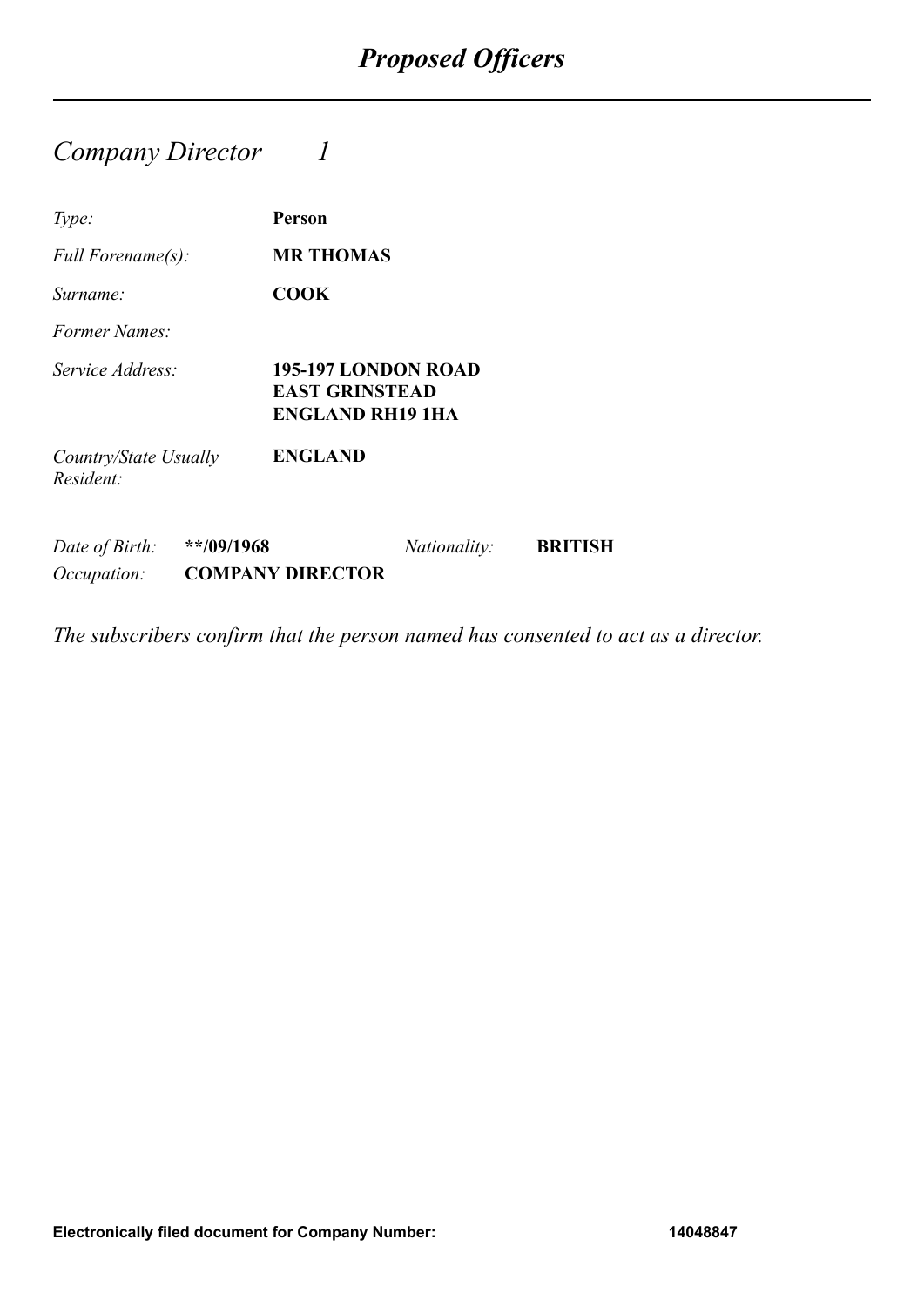# *Proposed Officers*

## *Company Director 1*

*Type:* **Person**

*Full Forename(s):* **MR THOMAS**

*Surname:* **COOK**

*Former Names:*

*Service Address:* **195-197 LONDON ROAD**
**EAST GRINSTEAD**
**ENGLAND RH19 1HA**

*Country/State Usually Resident:* **ENGLAND**

*Date of Birth:* **\*\*/09/1968** *Nationality:* **BRITISH**

*Occupation:* **COMPANY DIRECTOR**

*The subscribers confirm that the person named has consented to act as a director.*

**Electronically filed document for Company Number: 14048847**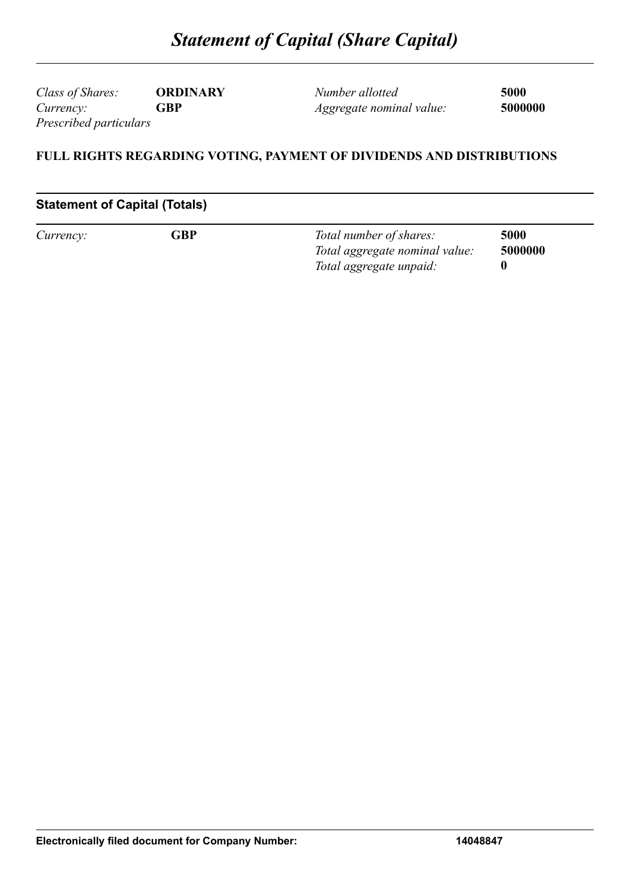# *Statement of Capital (Share Capital)*

| | | | |
|---|---|---|---|
| *Class of Shares:* | **ORDINARY** | *Number allotted* | **5000** |
| *Currency:* | **GBP** | *Aggregate nominal value:* | **5000000** |

*Prescribed particulars*

**FULL RIGHTS REGARDING VOTING, PAYMENT OF DIVIDENDS AND DISTRIBUTIONS**

## Statement of Capital (Totals)

| | | | |
|---|---|---|---|
| *Currency:* | **GBP** | *Total number of shares:* | **5000** |
| | | *Total aggregate nominal value:* | **5000000** |
| | | *Total aggregate unpaid:* | **0** |

**Electronically filed document for Company Number: 14048847**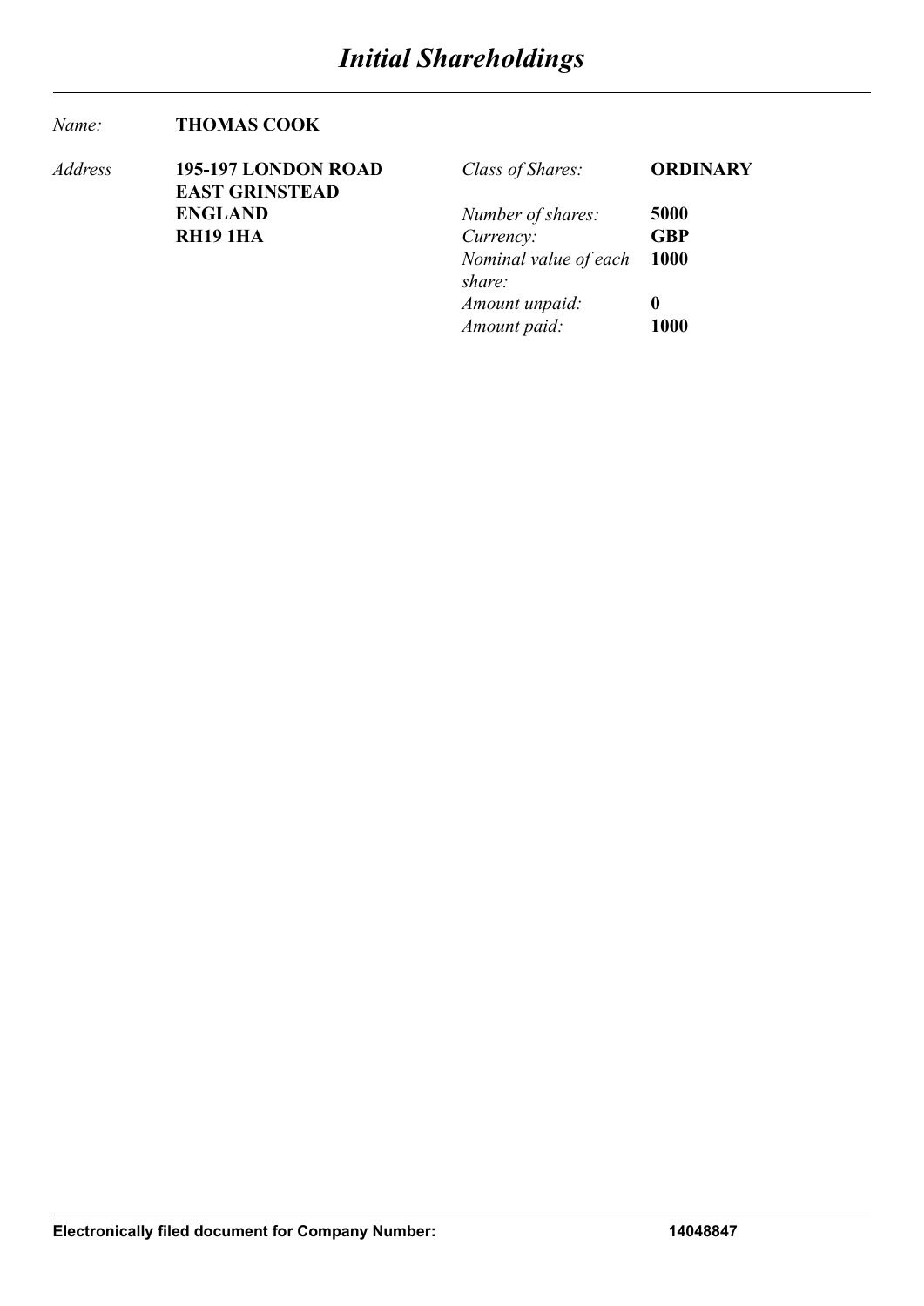# *Initial Shareholdings*

*Name:* **THOMAS COOK**

*Address* **195-197 LONDON ROAD**
**EAST GRINSTEAD**
**ENGLAND**
**RH19 1HA**

| | |
|---|---|
| *Class of Shares:* | **ORDINARY** |
| *Number of shares:* | **5000** |
| *Currency:* | **GBP** |
| *Nominal value of each share:* | **1000** |
| *Amount unpaid:* | **0** |
| *Amount paid:* | **1000** |

**Electronically filed document for Company Number:** **14048847**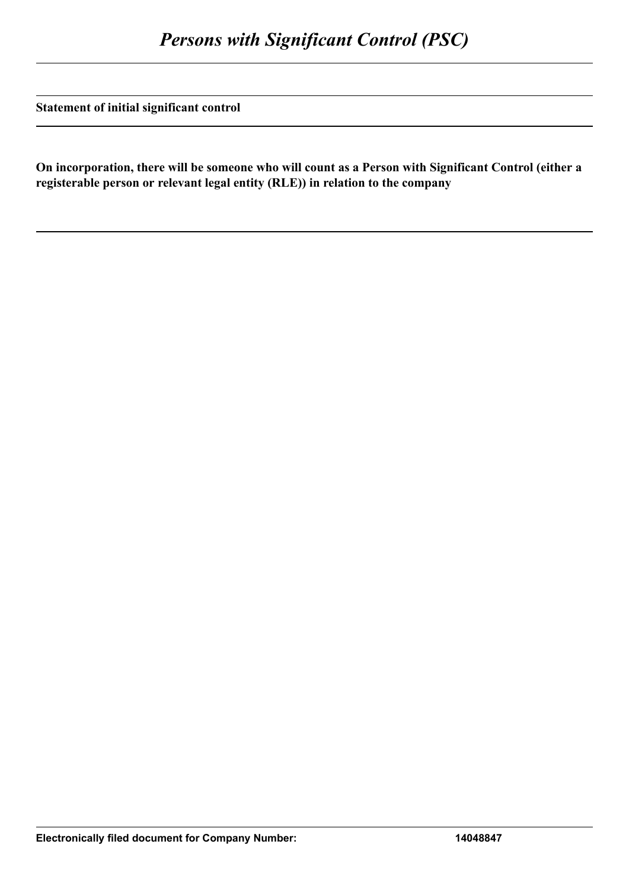# *Persons with Significant Control (PSC)*

**Statement of initial significant control**

**On incorporation, there will be someone who will count as a Person with Significant Control (either a registerable person or relevant legal entity (RLE)) in relation to the company**

**Electronically filed document for Company Number: 14048847**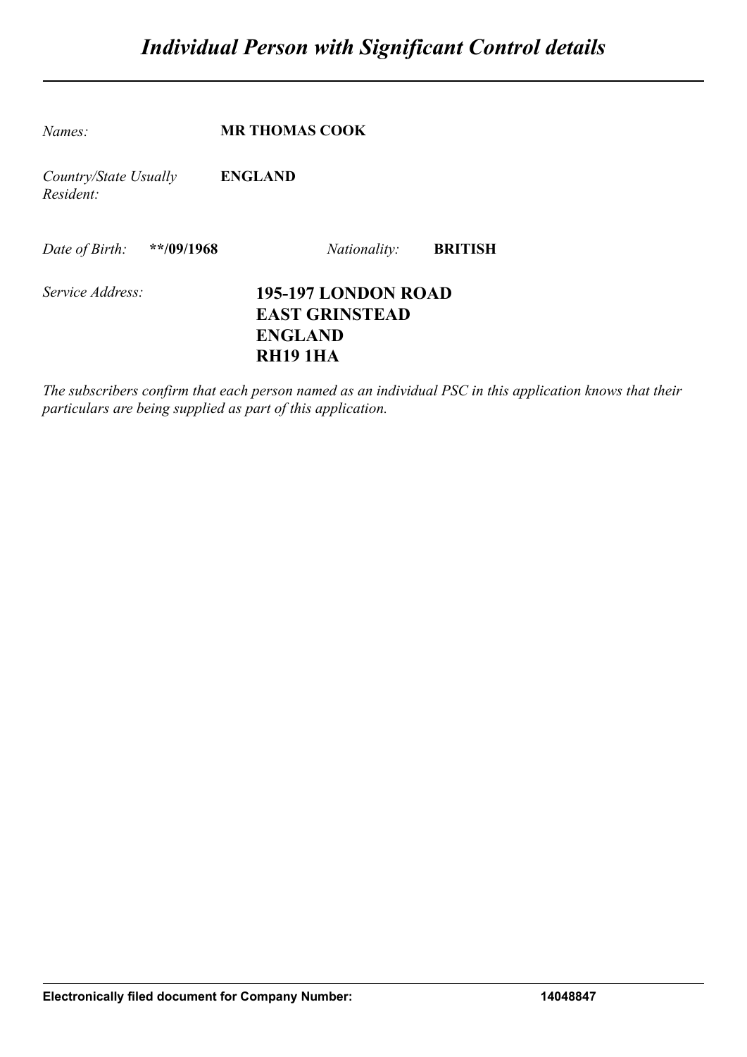# *Individual Person with Significant Control details*

*Names:* **MR THOMAS COOK**

*Country/State Usually Resident:* **ENGLAND**

*Date of Birth:* **\*\*/09/1968** *Nationality:* **BRITISH**

*Service Address:* **195-197 LONDON ROAD**
**EAST GRINSTEAD**
**ENGLAND**
**RH19 1HA**

*The subscribers confirm that each person named as an individual PSC in this application knows that their particulars are being supplied as part of this application.*

**Electronically filed document for Company Number: 14048847**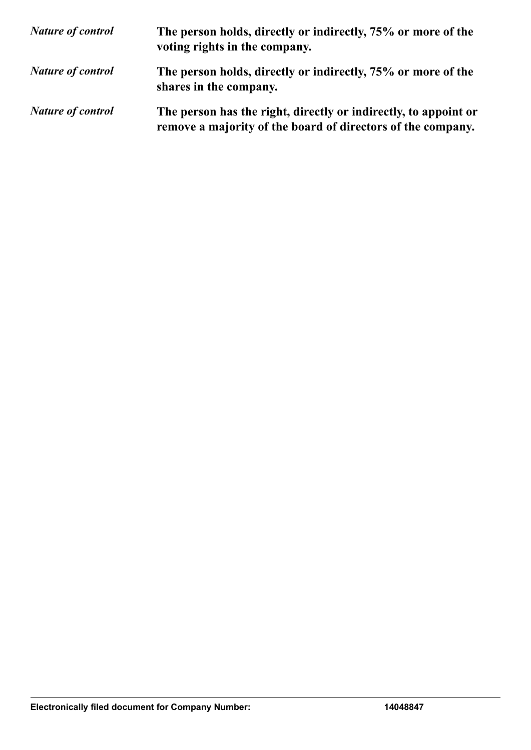| | |
|---|---|
| *Nature of control* | **The person holds, directly or indirectly, 75% or more of the voting rights in the company.** |
| *Nature of control* | **The person holds, directly or indirectly, 75% or more of the shares in the company.** |
| *Nature of control* | **The person has the right, directly or indirectly, to appoint or remove a majority of the board of directors of the company.** |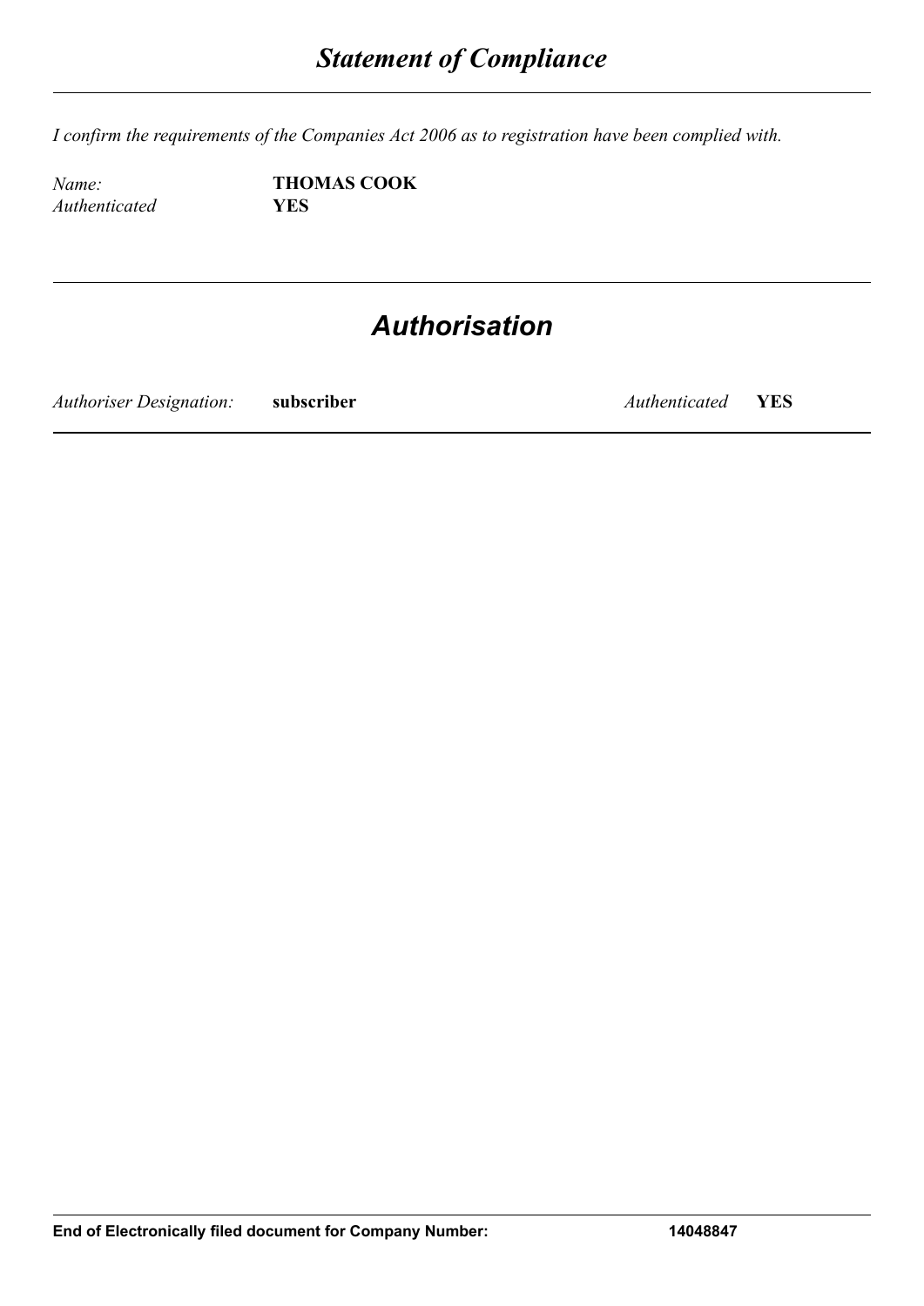# *Statement of Compliance*

*I confirm the requirements of the Companies Act 2006 as to registration have been complied with.*

*Name:* **THOMAS COOK**
*Authenticated* **YES**

## *Authorisation*

*Authoriser Designation:* **subscriber** *Authenticated* **YES**

**End of Electronically filed document for Company Number: 14048847**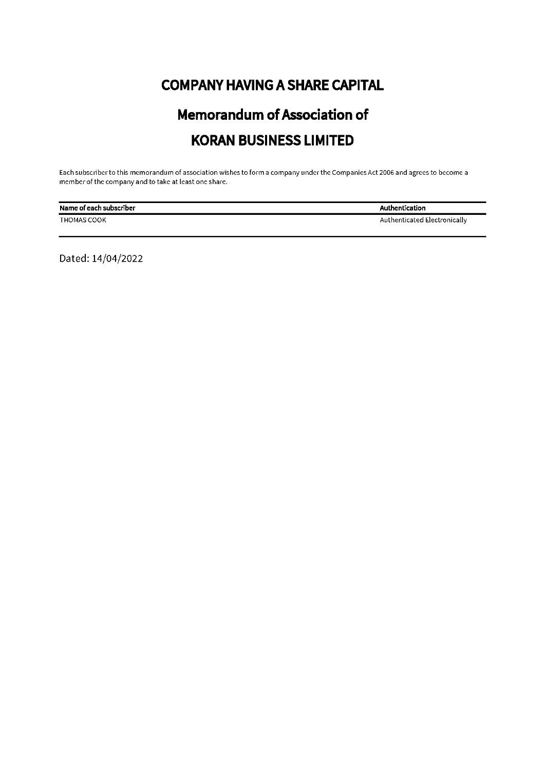# COMPANY HAVING A SHARE CAPITAL

# Memorandum of Association of

# KORAN BUSINESS LIMITED

Each subscriber to this memorandum of association wishes to form a company under the Companies Act 2006 and agrees to become a member of the company and to take at least one share.

| Name of each subscriber | Authentication |
|---|---|
| THOMAS COOK | Authenticated Electronically |

Dated: 14/04/2022